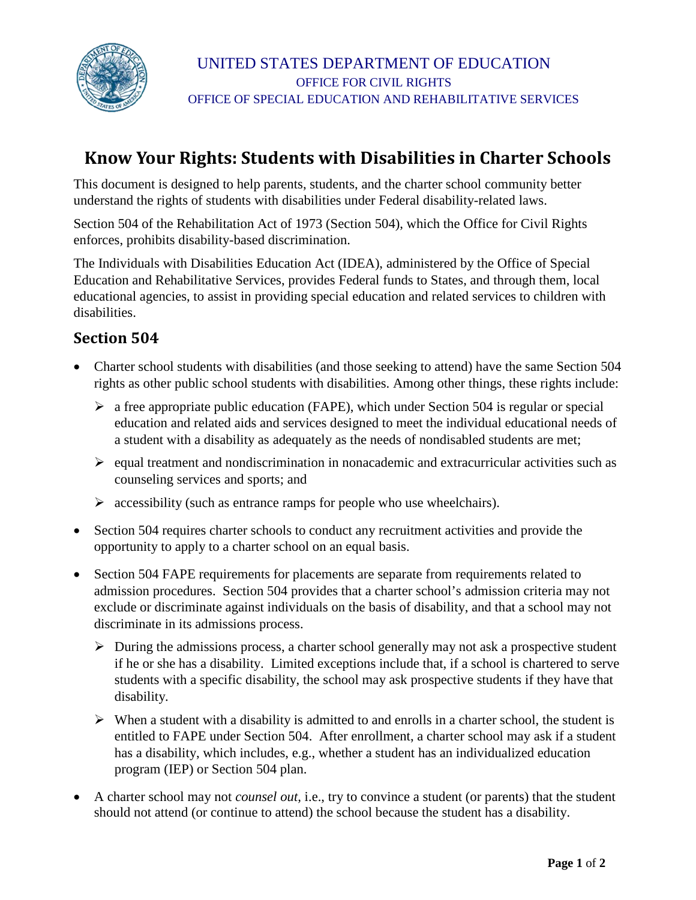UNITED STATES DEPARTMENT OF EDUCATION
OFFICE FOR CIVIL RIGHTS
OFFICE OF SPECIAL EDUCATION AND REHABILITATIVE SERVICES

# Know Your Rights: Students with Disabilities in Charter Schools

This document is designed to help parents, students, and the charter school community better understand the rights of students with disabilities under Federal disability-related laws.

Section 504 of the Rehabilitation Act of 1973 (Section 504), which the Office for Civil Rights enforces, prohibits disability-based discrimination.

The Individuals with Disabilities Education Act (IDEA), administered by the Office of Special Education and Rehabilitative Services, provides Federal funds to States, and through them, local educational agencies, to assist in providing special education and related services to children with disabilities.

## Section 504

- Charter school students with disabilities (and those seeking to attend) have the same Section 504 rights as other public school students with disabilities. Among other things, these rights include:
  - a free appropriate public education (FAPE), which under Section 504 is regular or special education and related aids and services designed to meet the individual educational needs of a student with a disability as adequately as the needs of nondisabled students are met;
  - equal treatment and nondiscrimination in nonacademic and extracurricular activities such as counseling services and sports; and
  - accessibility (such as entrance ramps for people who use wheelchairs).
- Section 504 requires charter schools to conduct any recruitment activities and provide the opportunity to apply to a charter school on an equal basis.
- Section 504 FAPE requirements for placements are separate from requirements related to admission procedures. Section 504 provides that a charter school's admission criteria may not exclude or discriminate against individuals on the basis of disability, and that a school may not discriminate in its admissions process.
  - During the admissions process, a charter school generally may not ask a prospective student if he or she has a disability. Limited exceptions include that, if a school is chartered to serve students with a specific disability, the school may ask prospective students if they have that disability.
  - When a student with a disability is admitted to and enrolls in a charter school, the student is entitled to FAPE under Section 504. After enrollment, a charter school may ask if a student has a disability, which includes, e.g., whether a student has an individualized education program (IEP) or Section 504 plan.
- A charter school may not *counsel out,* i.e., try to convince a student (or parents) that the student should not attend (or continue to attend) the school because the student has a disability.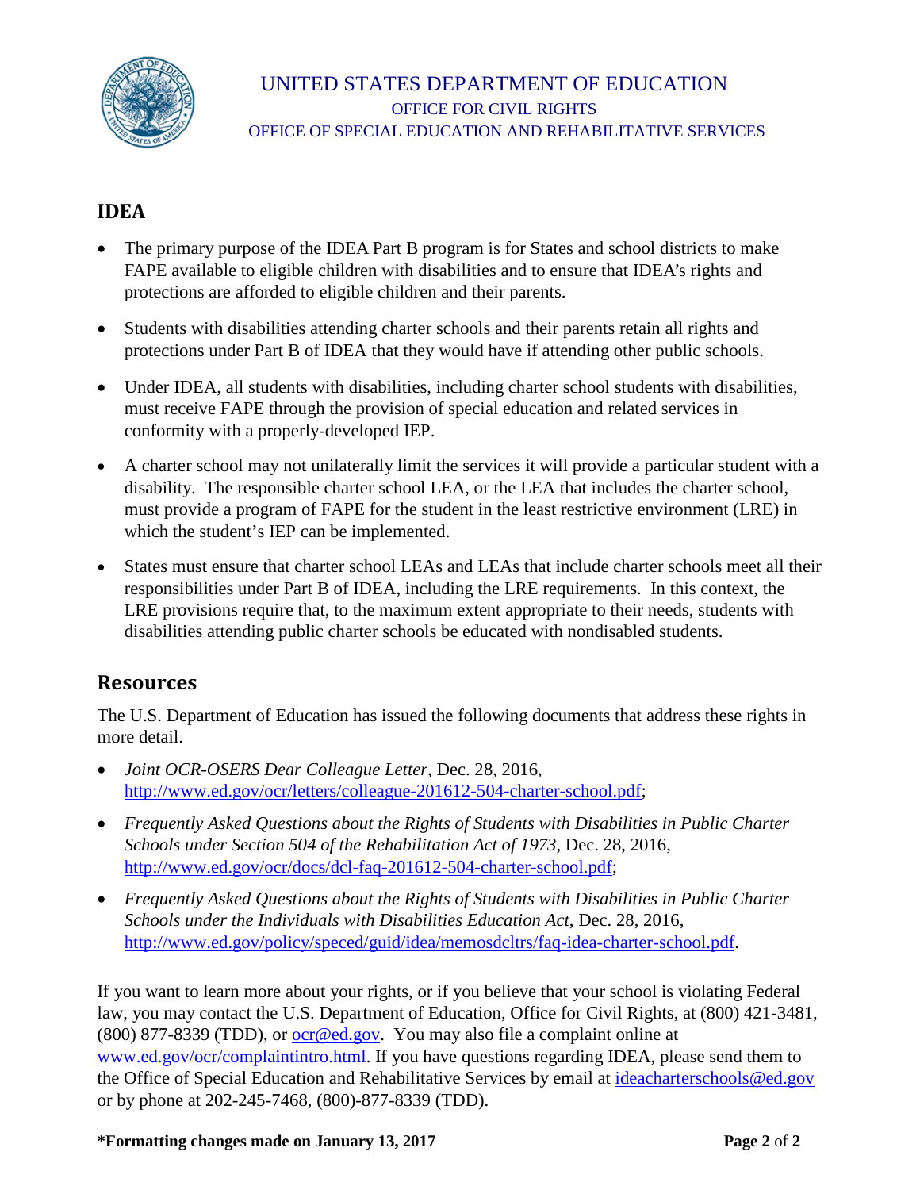UNITED STATES DEPARTMENT OF EDUCATION
OFFICE FOR CIVIL RIGHTS
OFFICE OF SPECIAL EDUCATION AND REHABILITATIVE SERVICES

## IDEA

- The primary purpose of the IDEA Part B program is for States and school districts to make FAPE available to eligible children with disabilities and to ensure that IDEA's rights and protections are afforded to eligible children and their parents.
- Students with disabilities attending charter schools and their parents retain all rights and protections under Part B of IDEA that they would have if attending other public schools.
- Under IDEA, all students with disabilities, including charter school students with disabilities, must receive FAPE through the provision of special education and related services in conformity with a properly-developed IEP.
- A charter school may not unilaterally limit the services it will provide a particular student with a disability. The responsible charter school LEA, or the LEA that includes the charter school, must provide a program of FAPE for the student in the least restrictive environment (LRE) in which the student's IEP can be implemented.
- States must ensure that charter school LEAs and LEAs that include charter schools meet all their responsibilities under Part B of IDEA, including the LRE requirements. In this context, the LRE provisions require that, to the maximum extent appropriate to their needs, students with disabilities attending public charter schools be educated with nondisabled students.

## Resources

The U.S. Department of Education has issued the following documents that address these rights in more detail.

- *Joint OCR-OSERS Dear Colleague Letter*, Dec. 28, 2016, http://www.ed.gov/ocr/letters/colleague-201612-504-charter-school.pdf;
- *Frequently Asked Questions about the Rights of Students with Disabilities in Public Charter Schools under Section 504 of the Rehabilitation Act of 1973*, Dec. 28, 2016, http://www.ed.gov/ocr/docs/dcl-faq-201612-504-charter-school.pdf;
- *Frequently Asked Questions about the Rights of Students with Disabilities in Public Charter Schools under the Individuals with Disabilities Education Act*, Dec. 28, 2016, http://www.ed.gov/policy/speced/guid/idea/memosdcltrs/faq-idea-charter-school.pdf.

If you want to learn more about your rights, or if you believe that your school is violating Federal law, you may contact the U.S. Department of Education, Office for Civil Rights, at (800) 421-3481, (800) 877-8339 (TDD), or ocr@ed.gov. You may also file a complaint online at www.ed.gov/ocr/complaintintro.html. If you have questions regarding IDEA, please send them to the Office of Special Education and Rehabilitative Services by email at ideacharterschools@ed.gov or by phone at 202-245-7468, (800)-877-8339 (TDD).

**\*Formatting changes made on January 13, 2017**